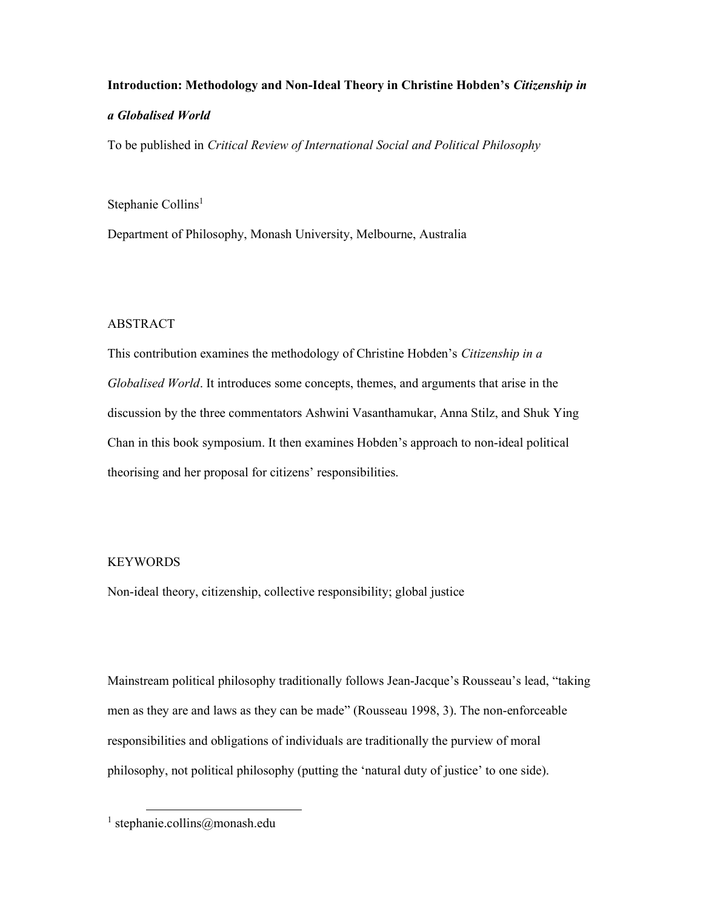**Introduction: Methodology and Non-Ideal Theory in Christine Hobden's *Citizenship in a Globalised World***

To be published in *Critical Review of International Social and Political Philosophy*

Stephanie Collins[1]

Department of Philosophy, Monash University, Melbourne, Australia

ABSTRACT

This contribution examines the methodology of Christine Hobden's *Citizenship in a Globalised World*. It introduces some concepts, themes, and arguments that arise in the discussion by the three commentators Ashwini Vasanthamukar, Anna Stilz, and Shuk Ying Chan in this book symposium. It then examines Hobden's approach to non-ideal political theorising and her proposal for citizens' responsibilities.

KEYWORDS

Non-ideal theory, citizenship, collective responsibility; global justice

Mainstream political philosophy traditionally follows Jean-Jacque's Rousseau's lead, "taking men as they are and laws as they can be made" (Rousseau 1998, 3). The non-enforceable responsibilities and obligations of individuals are traditionally the purview of moral philosophy, not political philosophy (putting the 'natural duty of justice' to one side).

[1] stephanie.collins@monash.edu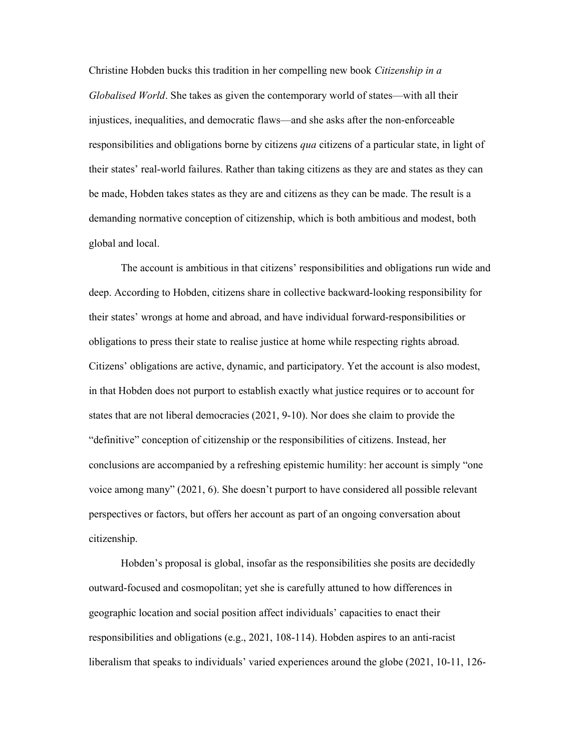Christine Hobden bucks this tradition in her compelling new book *Citizenship in a Globalised World*. She takes as given the contemporary world of states—with all their injustices, inequalities, and democratic flaws—and she asks after the non-enforceable responsibilities and obligations borne by citizens *qua* citizens of a particular state, in light of their states' real-world failures. Rather than taking citizens as they are and states as they can be made, Hobden takes states as they are and citizens as they can be made. The result is a demanding normative conception of citizenship, which is both ambitious and modest, both global and local.

The account is ambitious in that citizens' responsibilities and obligations run wide and deep. According to Hobden, citizens share in collective backward-looking responsibility for their states' wrongs at home and abroad, and have individual forward-responsibilities or obligations to press their state to realise justice at home while respecting rights abroad. Citizens' obligations are active, dynamic, and participatory. Yet the account is also modest, in that Hobden does not purport to establish exactly what justice requires or to account for states that are not liberal democracies (2021, 9-10). Nor does she claim to provide the "definitive" conception of citizenship or the responsibilities of citizens. Instead, her conclusions are accompanied by a refreshing epistemic humility: her account is simply "one voice among many" (2021, 6). She doesn't purport to have considered all possible relevant perspectives or factors, but offers her account as part of an ongoing conversation about citizenship.

Hobden's proposal is global, insofar as the responsibilities she posits are decidedly outward-focused and cosmopolitan; yet she is carefully attuned to how differences in geographic location and social position affect individuals' capacities to enact their responsibilities and obligations (e.g., 2021, 108-114). Hobden aspires to an anti-racist liberalism that speaks to individuals' varied experiences around the globe (2021, 10-11, 126-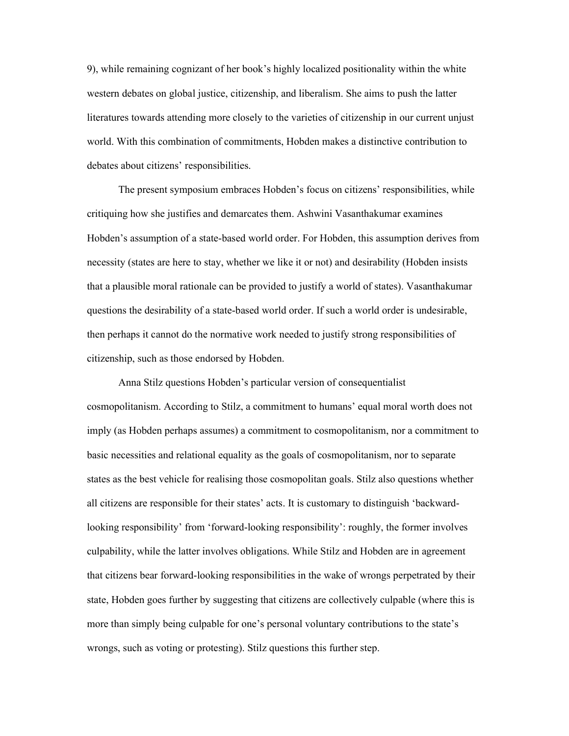9), while remaining cognizant of her book's highly localized positionality within the white western debates on global justice, citizenship, and liberalism. She aims to push the latter literatures towards attending more closely to the varieties of citizenship in our current unjust world. With this combination of commitments, Hobden makes a distinctive contribution to debates about citizens' responsibilities.

The present symposium embraces Hobden's focus on citizens' responsibilities, while critiquing how she justifies and demarcates them. Ashwini Vasanthakumar examines Hobden's assumption of a state-based world order. For Hobden, this assumption derives from necessity (states are here to stay, whether we like it or not) and desirability (Hobden insists that a plausible moral rationale can be provided to justify a world of states). Vasanthakumar questions the desirability of a state-based world order. If such a world order is undesirable, then perhaps it cannot do the normative work needed to justify strong responsibilities of citizenship, such as those endorsed by Hobden.

Anna Stilz questions Hobden's particular version of consequentialist cosmopolitanism. According to Stilz, a commitment to humans' equal moral worth does not imply (as Hobden perhaps assumes) a commitment to cosmopolitanism, nor a commitment to basic necessities and relational equality as the goals of cosmopolitanism, nor to separate states as the best vehicle for realising those cosmopolitan goals. Stilz also questions whether all citizens are responsible for their states' acts. It is customary to distinguish 'backward-looking responsibility' from 'forward-looking responsibility': roughly, the former involves culpability, while the latter involves obligations. While Stilz and Hobden are in agreement that citizens bear forward-looking responsibilities in the wake of wrongs perpetrated by their state, Hobden goes further by suggesting that citizens are collectively culpable (where this is more than simply being culpable for one's personal voluntary contributions to the state's wrongs, such as voting or protesting). Stilz questions this further step.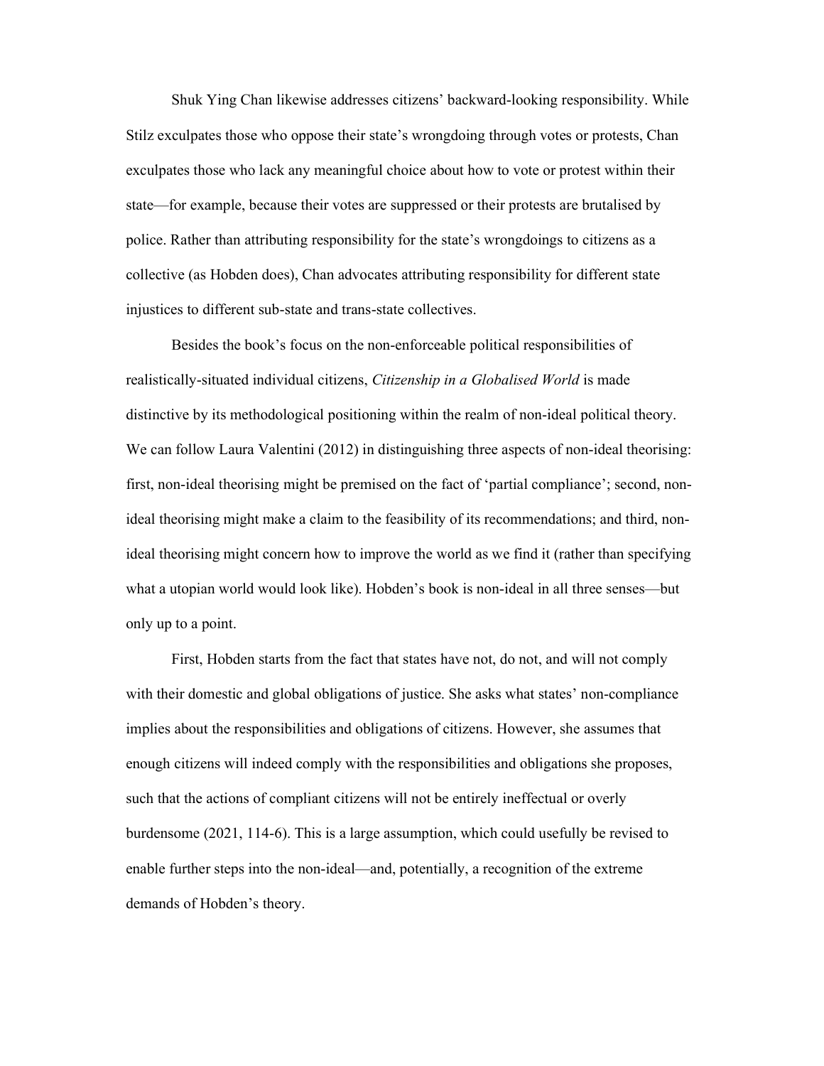Shuk Ying Chan likewise addresses citizens' backward-looking responsibility. While Stilz exculpates those who oppose their state's wrongdoing through votes or protests, Chan exculpates those who lack any meaningful choice about how to vote or protest within their state—for example, because their votes are suppressed or their protests are brutalised by police. Rather than attributing responsibility for the state's wrongdoings to citizens as a collective (as Hobden does), Chan advocates attributing responsibility for different state injustices to different sub-state and trans-state collectives.

Besides the book's focus on the non-enforceable political responsibilities of realistically-situated individual citizens, *Citizenship in a Globalised World* is made distinctive by its methodological positioning within the realm of non-ideal political theory. We can follow Laura Valentini (2012) in distinguishing three aspects of non-ideal theorising: first, non-ideal theorising might be premised on the fact of 'partial compliance'; second, non-ideal theorising might make a claim to the feasibility of its recommendations; and third, non-ideal theorising might concern how to improve the world as we find it (rather than specifying what a utopian world would look like). Hobden's book is non-ideal in all three senses—but only up to a point.

First, Hobden starts from the fact that states have not, do not, and will not comply with their domestic and global obligations of justice. She asks what states' non-compliance implies about the responsibilities and obligations of citizens. However, she assumes that enough citizens will indeed comply with the responsibilities and obligations she proposes, such that the actions of compliant citizens will not be entirely ineffectual or overly burdensome (2021, 114-6). This is a large assumption, which could usefully be revised to enable further steps into the non-ideal—and, potentially, a recognition of the extreme demands of Hobden's theory.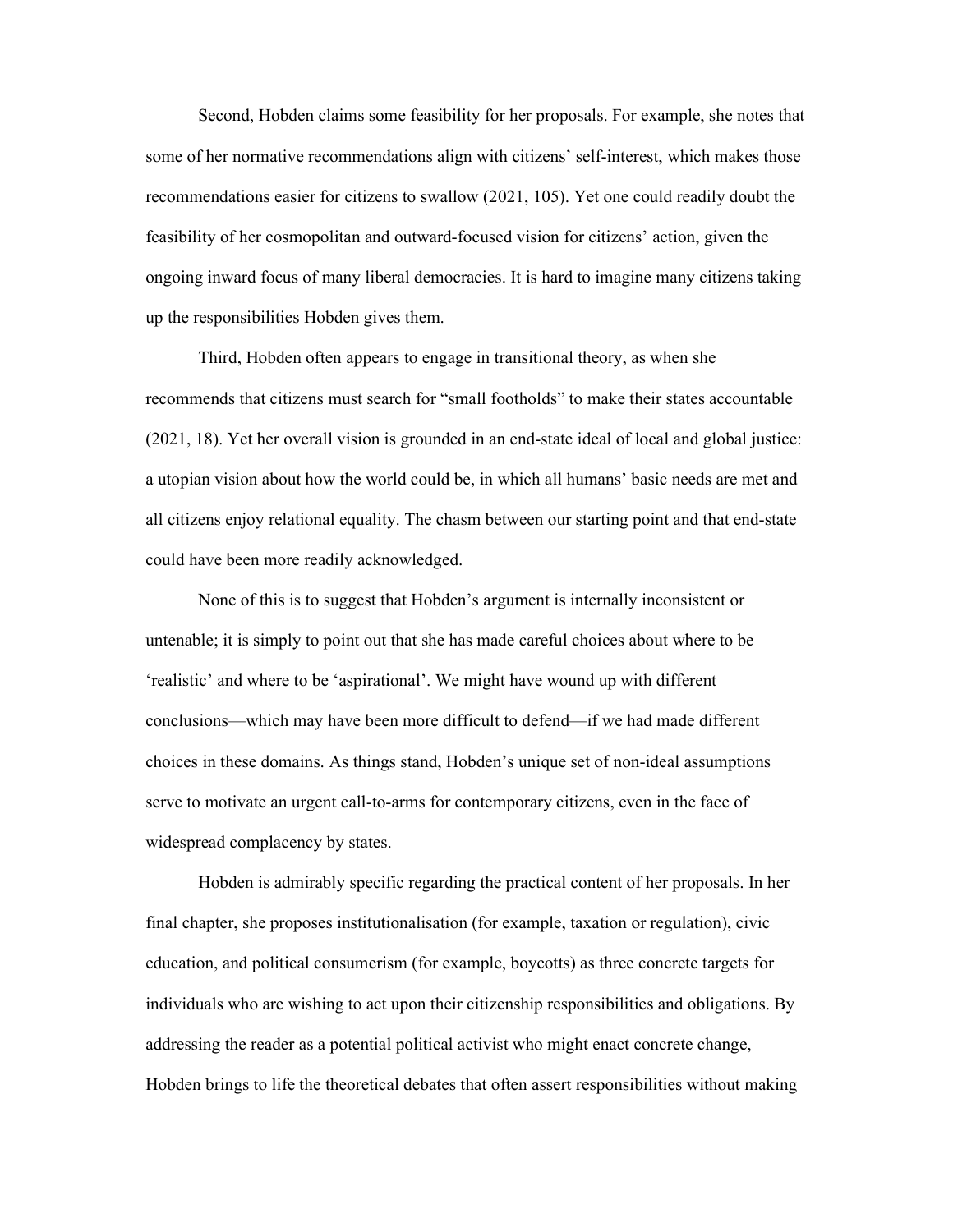Second, Hobden claims some feasibility for her proposals. For example, she notes that some of her normative recommendations align with citizens' self-interest, which makes those recommendations easier for citizens to swallow (2021, 105). Yet one could readily doubt the feasibility of her cosmopolitan and outward-focused vision for citizens' action, given the ongoing inward focus of many liberal democracies. It is hard to imagine many citizens taking up the responsibilities Hobden gives them.

Third, Hobden often appears to engage in transitional theory, as when she recommends that citizens must search for "small footholds" to make their states accountable (2021, 18). Yet her overall vision is grounded in an end-state ideal of local and global justice: a utopian vision about how the world could be, in which all humans' basic needs are met and all citizens enjoy relational equality. The chasm between our starting point and that end-state could have been more readily acknowledged.

None of this is to suggest that Hobden's argument is internally inconsistent or untenable; it is simply to point out that she has made careful choices about where to be 'realistic' and where to be 'aspirational'. We might have wound up with different conclusions—which may have been more difficult to defend—if we had made different choices in these domains. As things stand, Hobden's unique set of non-ideal assumptions serve to motivate an urgent call-to-arms for contemporary citizens, even in the face of widespread complacency by states.

Hobden is admirably specific regarding the practical content of her proposals. In her final chapter, she proposes institutionalisation (for example, taxation or regulation), civic education, and political consumerism (for example, boycotts) as three concrete targets for individuals who are wishing to act upon their citizenship responsibilities and obligations. By addressing the reader as a potential political activist who might enact concrete change, Hobden brings to life the theoretical debates that often assert responsibilities without making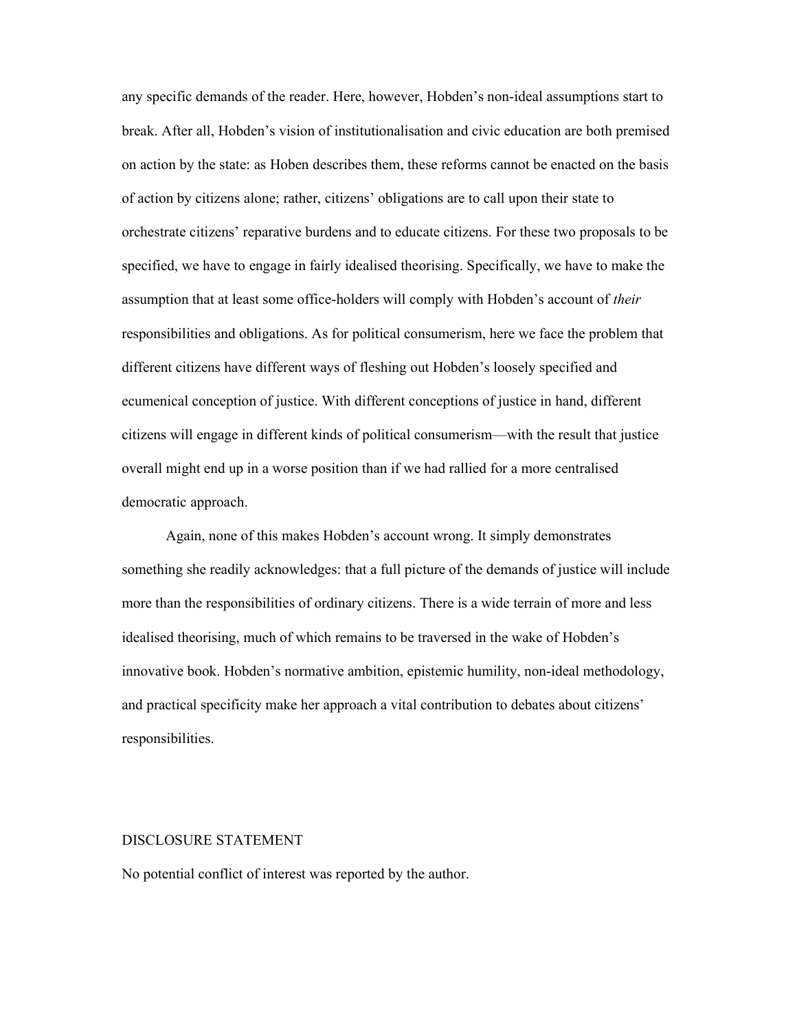any specific demands of the reader. Here, however, Hobden's non-ideal assumptions start to break. After all, Hobden's vision of institutionalisation and civic education are both premised on action by the state: as Hoben describes them, these reforms cannot be enacted on the basis of action by citizens alone; rather, citizens' obligations are to call upon their state to orchestrate citizens' reparative burdens and to educate citizens. For these two proposals to be specified, we have to engage in fairly idealised theorising. Specifically, we have to make the assumption that at least some office-holders will comply with Hobden's account of *their* responsibilities and obligations. As for political consumerism, here we face the problem that different citizens have different ways of fleshing out Hobden's loosely specified and ecumenical conception of justice. With different conceptions of justice in hand, different citizens will engage in different kinds of political consumerism—with the result that justice overall might end up in a worse position than if we had rallied for a more centralised democratic approach.

Again, none of this makes Hobden's account wrong. It simply demonstrates something she readily acknowledges: that a full picture of the demands of justice will include more than the responsibilities of ordinary citizens. There is a wide terrain of more and less idealised theorising, much of which remains to be traversed in the wake of Hobden's innovative book. Hobden's normative ambition, epistemic humility, non-ideal methodology, and practical specificity make her approach a vital contribution to debates about citizens' responsibilities.

DISCLOSURE STATEMENT

No potential conflict of interest was reported by the author.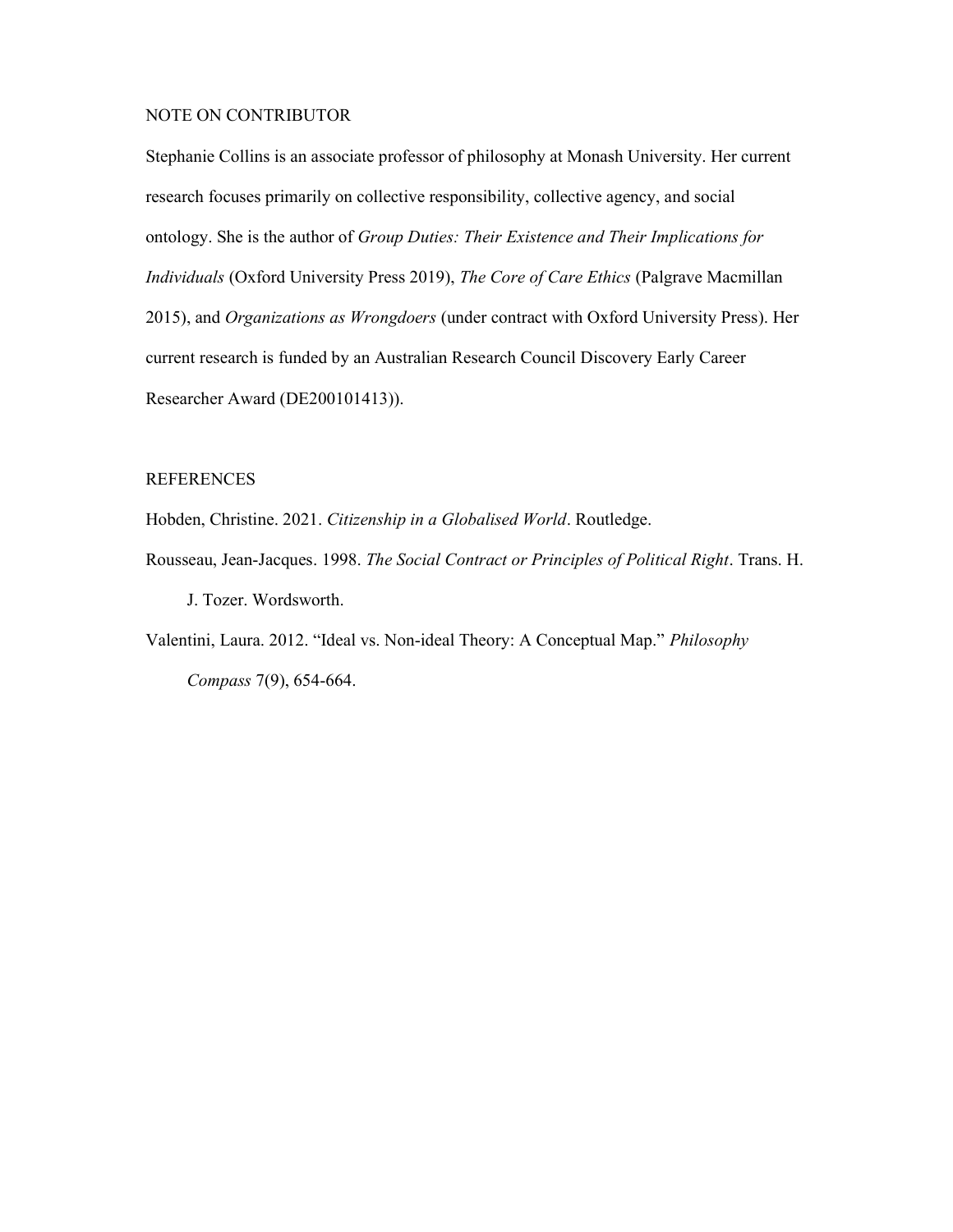## NOTE ON CONTRIBUTOR

Stephanie Collins is an associate professor of philosophy at Monash University. Her current research focuses primarily on collective responsibility, collective agency, and social ontology. She is the author of *Group Duties: Their Existence and Their Implications for Individuals* (Oxford University Press 2019), *The Core of Care Ethics* (Palgrave Macmillan 2015), and *Organizations as Wrongdoers* (under contract with Oxford University Press). Her current research is funded by an Australian Research Council Discovery Early Career Researcher Award (DE200101413)).

## REFERENCES

Hobden, Christine. 2021. *Citizenship in a Globalised World*. Routledge.

Rousseau, Jean-Jacques. 1998. *The Social Contract or Principles of Political Right*. Trans. H. J. Tozer. Wordsworth.

Valentini, Laura. 2012. "Ideal vs. Non-ideal Theory: A Conceptual Map." *Philosophy Compass* 7(9), 654-664.